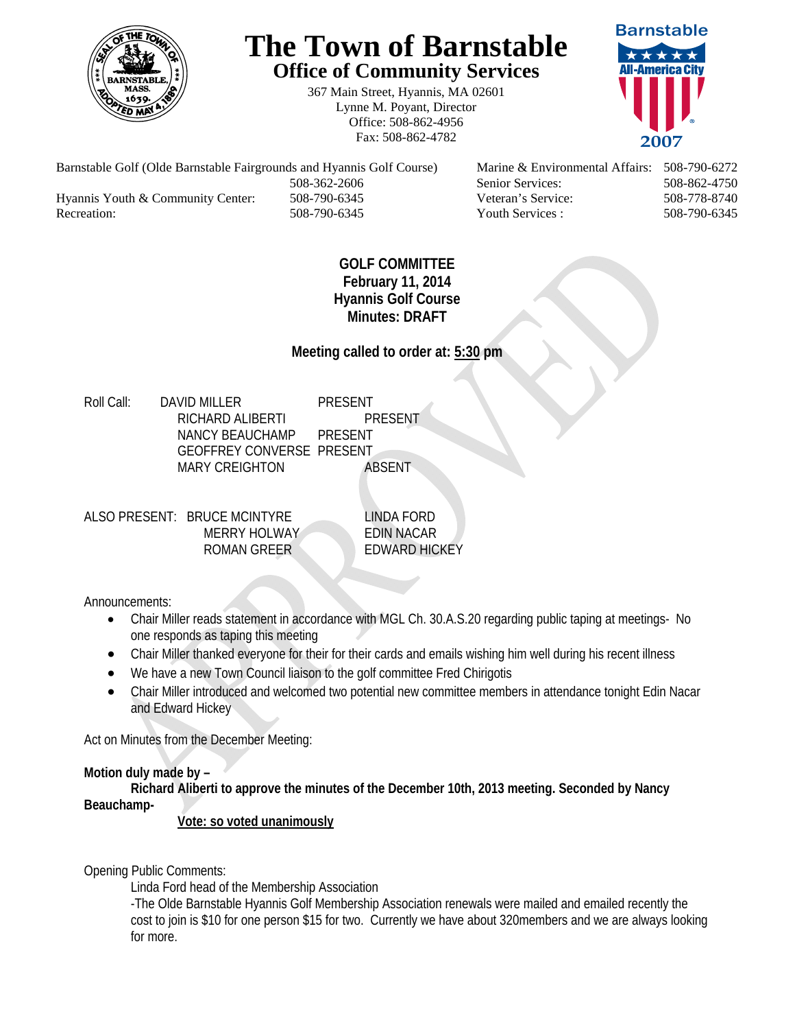# The Town of Barnstable

## Office of Community Services

367 Main Street, Hyannis, MA 02601
Lynne M. Poyant, Director
Office: 508-862-4956
Fax: 508-862-4782

| | | | |
|---|---|---|---|
| Barnstable Golf (Olde Barnstable Fairgrounds and Hyannis Golf Course) | 508-362-2606 | Marine & Environmental Affairs: | 508-790-6272 |
| | | Senior Services: | 508-862-4750 |
| Hyannis Youth & Community Center: | 508-790-6345 | Veteran's Service: | 508-778-8740 |
| Recreation: | 508-790-6345 | Youth Services : | 508-790-6345 |

**GOLF COMMITTEE**
**February 11, 2014**
**Hyannis Golf Course**
**Minutes: DRAFT**

**Meeting called to order at: 5:30 pm**

Roll Call:

| | |
|---|---|
| DAVID MILLER | PRESENT |
| RICHARD ALIBERTI | PRESENT |
| NANCY BEAUCHAMP | PRESENT |
| GEOFFREY CONVERSE | PRESENT |
| MARY CREIGHTON | ABSENT |

ALSO PRESENT:

| | |
|---|---|
| BRUCE MCINTYRE | LINDA FORD |
| MERRY HOLWAY | EDIN NACAR |
| ROMAN GREER | EDWARD HICKEY |

Announcements:

- Chair Miller reads statement in accordance with MGL Ch. 30.A.S.20 regarding public taping at meetings- No one responds as taping this meeting
- Chair Miller thanked everyone for their for their cards and emails wishing him well during his recent illness
- We have a new Town Council liaison to the golf committee Fred Chirigotis
- Chair Miller introduced and welcomed two potential new committee members in attendance tonight Edin Nacar and Edward Hickey

Act on Minutes from the December Meeting:

**Motion duly made by –**
**Richard Aliberti to approve the minutes of the December 10th, 2013 meeting. Seconded by Nancy Beauchamp-**
**Vote: so voted unanimously**

Opening Public Comments:

Linda Ford head of the Membership Association

-The Olde Barnstable Hyannis Golf Membership Association renewals were mailed and emailed recently the cost to join is $10 for one person $15 for two. Currently we have about 320members and we are always looking for more.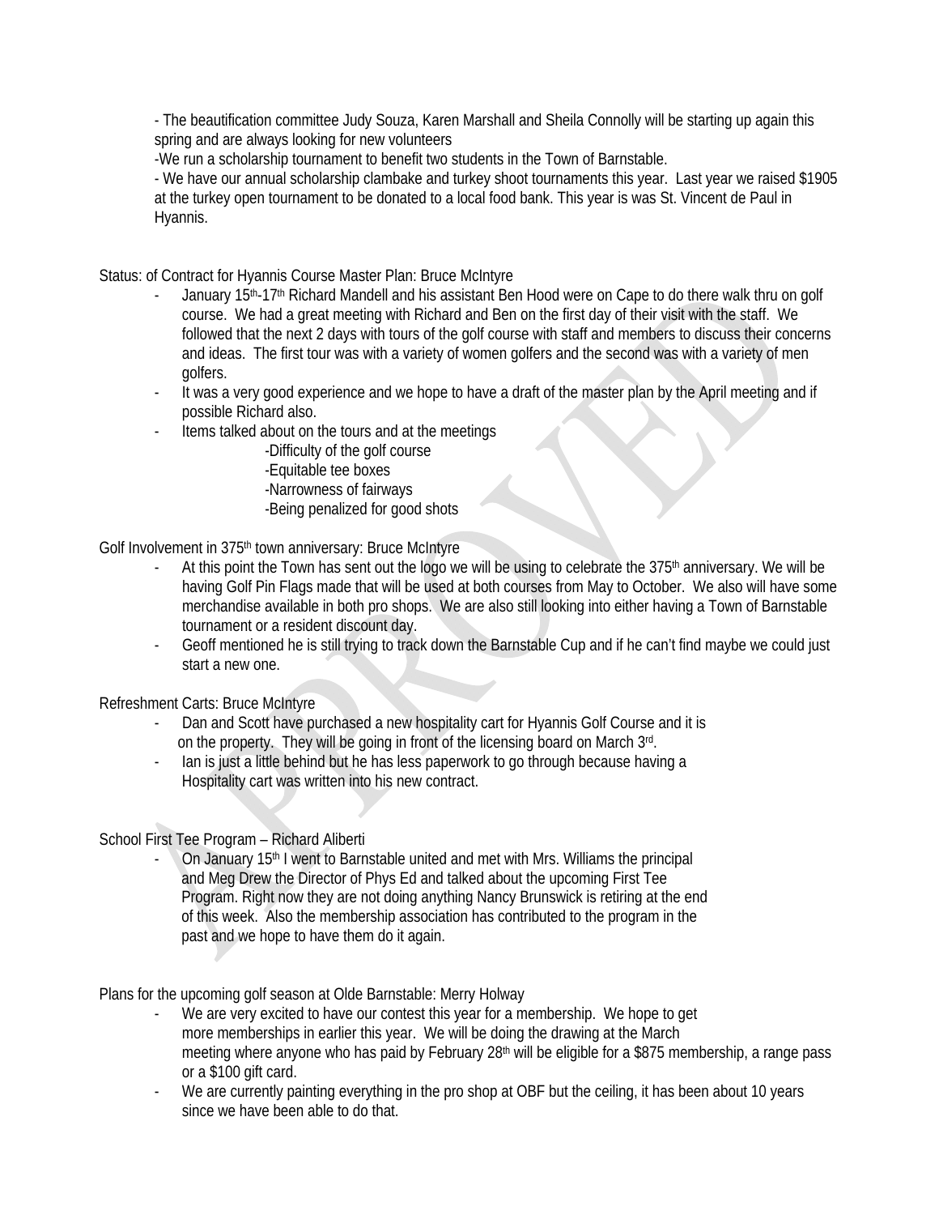- The beautification committee Judy Souza, Karen Marshall and Sheila Connolly will be starting up again this spring and are always looking for new volunteers

-We run a scholarship tournament to benefit two students in the Town of Barnstable.

- We have our annual scholarship clambake and turkey shoot tournaments this year. Last year we raised $1905 at the turkey open tournament to be donated to a local food bank. This year is was St. Vincent de Paul in Hyannis.

Status: of Contract for Hyannis Course Master Plan: Bruce McIntyre

- January 15th-17th Richard Mandell and his assistant Ben Hood were on Cape to do there walk thru on golf course. We had a great meeting with Richard and Ben on the first day of their visit with the staff. We followed that the next 2 days with tours of the golf course with staff and members to discuss their concerns and ideas. The first tour was with a variety of women golfers and the second was with a variety of men golfers.
- It was a very good experience and we hope to have a draft of the master plan by the April meeting and if possible Richard also.
- Items talked about on the tours and at the meetings
  - -Difficulty of the golf course
  - -Equitable tee boxes
  - -Narrowness of fairways
  - -Being penalized for good shots

Golf Involvement in 375th town anniversary: Bruce McIntyre

- At this point the Town has sent out the logo we will be using to celebrate the 375th anniversary. We will be having Golf Pin Flags made that will be used at both courses from May to October. We also will have some merchandise available in both pro shops. We are also still looking into either having a Town of Barnstable tournament or a resident discount day.
- Geoff mentioned he is still trying to track down the Barnstable Cup and if he can't find maybe we could just start a new one.

Refreshment Carts: Bruce McIntyre

- Dan and Scott have purchased a new hospitality cart for Hyannis Golf Course and it is on the property. They will be going in front of the licensing board on March 3rd.
- Ian is just a little behind but he has less paperwork to go through because having a Hospitality cart was written into his new contract.

School First Tee Program – Richard Aliberti

- On January 15th I went to Barnstable united and met with Mrs. Williams the principal and Meg Drew the Director of Phys Ed and talked about the upcoming First Tee Program. Right now they are not doing anything Nancy Brunswick is retiring at the end of this week. Also the membership association has contributed to the program in the past and we hope to have them do it again.

Plans for the upcoming golf season at Olde Barnstable: Merry Holway

- We are very excited to have our contest this year for a membership. We hope to get more memberships in earlier this year. We will be doing the drawing at the March meeting where anyone who has paid by February 28th will be eligible for a $875 membership, a range pass or a $100 gift card.
- We are currently painting everything in the pro shop at OBF but the ceiling, it has been about 10 years since we have been able to do that.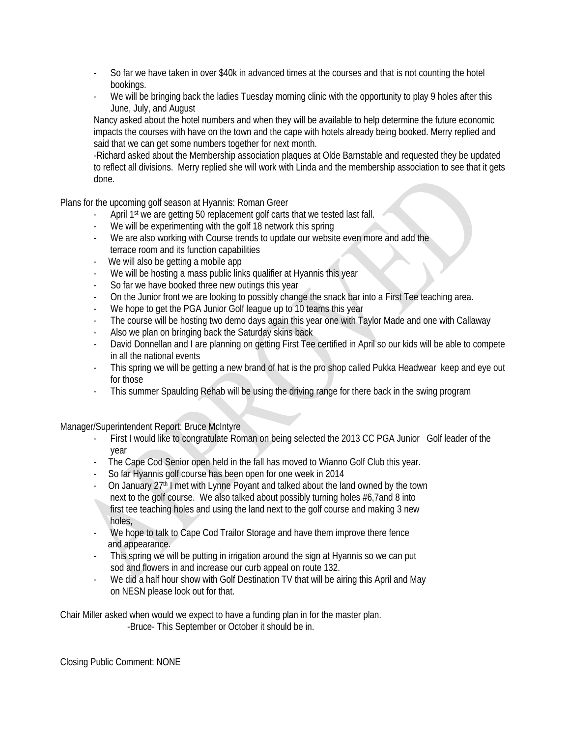- So far we have taken in over $40k in advanced times at the courses and that is not counting the hotel bookings.
- We will be bringing back the ladies Tuesday morning clinic with the opportunity to play 9 holes after this June, July, and August

Nancy asked about the hotel numbers and when they will be available to help determine the future economic impacts the courses with have on the town and the cape with hotels already being booked. Merry replied and said that we can get some numbers together for next month.

-Richard asked about the Membership association plaques at Olde Barnstable and requested they be updated to reflect all divisions. Merry replied she will work with Linda and the membership association to see that it gets done.

Plans for the upcoming golf season at Hyannis: Roman Greer

- April 1st we are getting 50 replacement golf carts that we tested last fall.
- We will be experimenting with the golf 18 network this spring
- We are also working with Course trends to update our website even more and add the terrace room and its function capabilities
- We will also be getting a mobile app
- We will be hosting a mass public links qualifier at Hyannis this year
- So far we have booked three new outings this year
- On the Junior front we are looking to possibly change the snack bar into a First Tee teaching area.
- We hope to get the PGA Junior Golf league up to 10 teams this year
- The course will be hosting two demo days again this year one with Taylor Made and one with Callaway
- Also we plan on bringing back the Saturday skins back
- David Donnellan and I are planning on getting First Tee certified in April so our kids will be able to compete in all the national events
- This spring we will be getting a new brand of hat is the pro shop called Pukka Headwear keep and eye out for those
- This summer Spaulding Rehab will be using the driving range for there back in the swing program

Manager/Superintendent Report: Bruce McIntyre

- First I would like to congratulate Roman on being selected the 2013 CC PGA Junior Golf leader of the year
- The Cape Cod Senior open held in the fall has moved to Wianno Golf Club this year.
- So far Hyannis golf course has been open for one week in 2014
- On January 27th I met with Lynne Poyant and talked about the land owned by the town next to the golf course. We also talked about possibly turning holes #6,7and 8 into first tee teaching holes and using the land next to the golf course and making 3 new holes,
- We hope to talk to Cape Cod Trailor Storage and have them improve there fence and appearance.
- This spring we will be putting in irrigation around the sign at Hyannis so we can put sod and flowers in and increase our curb appeal on route 132.
- We did a half hour show with Golf Destination TV that will be airing this April and May on NESN please look out for that.

Chair Miller asked when would we expect to have a funding plan in for the master plan.

-Bruce- This September or October it should be in.

Closing Public Comment: NONE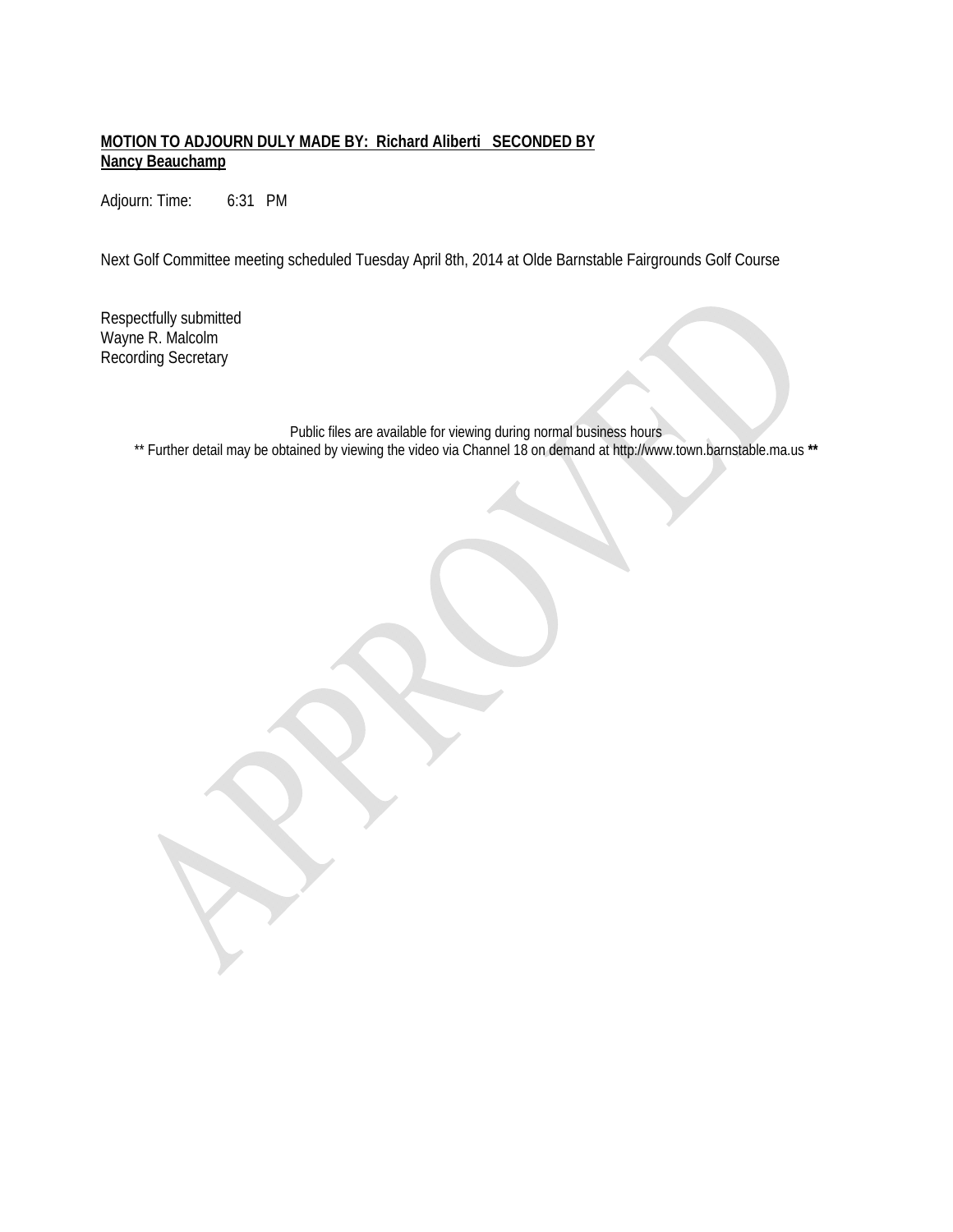**MOTION TO ADJOURN DULY MADE BY: Richard Aliberti SECONDED BY Nancy Beauchamp**

Adjourn: Time: 6:31 PM

Next Golf Committee meeting scheduled Tuesday April 8th, 2014 at Olde Barnstable Fairgrounds Golf Course

Respectfully submitted
Wayne R. Malcolm
Recording Secretary

Public files are available for viewing during normal business hours
** Further detail may be obtained by viewing the video via Channel 18 on demand at http://www.town.barnstable.ma.us **

APPROVED